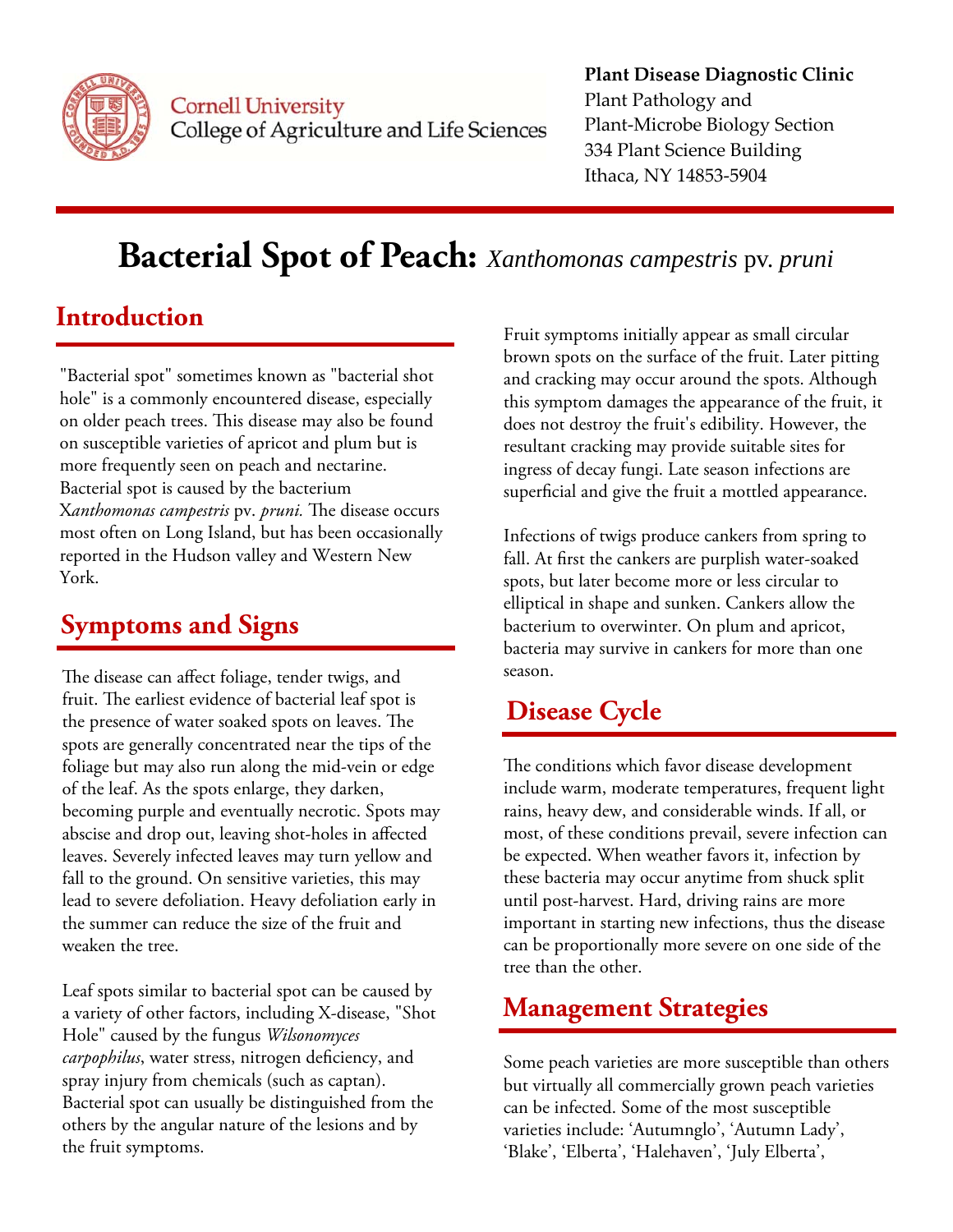Cornell University
College of Agriculture and Life Sciences

**Plant Disease Diagnostic Clinic**
Plant Pathology and
Plant-Microbe Biology Section
334 Plant Science Building
Ithaca, NY 14853-5904

# Bacterial Spot of Peach: *Xanthomonas campestris* pv. *pruni*

## Introduction

"Bacterial spot" sometimes known as "bacterial shot hole" is a commonly encountered disease, especially on older peach trees. This disease may also be found on susceptible varieties of apricot and plum but is more frequently seen on peach and nectarine. Bacterial spot is caused by the bacterium X*anthomonas campestris* pv. *pruni.* The disease occurs most often on Long Island, but has been occasionally reported in the Hudson valley and Western New York.

## Symptoms and Signs

The disease can affect foliage, tender twigs, and fruit. The earliest evidence of bacterial leaf spot is the presence of water soaked spots on leaves. The spots are generally concentrated near the tips of the foliage but may also run along the mid-vein or edge of the leaf. As the spots enlarge, they darken, becoming purple and eventually necrotic. Spots may abscise and drop out, leaving shot-holes in affected leaves. Severely infected leaves may turn yellow and fall to the ground. On sensitive varieties, this may lead to severe defoliation. Heavy defoliation early in the summer can reduce the size of the fruit and weaken the tree.

Leaf spots similar to bacterial spot can be caused by a variety of other factors, including X-disease, "Shot Hole" caused by the fungus *Wilsonomyces carpophilus*, water stress, nitrogen deficiency, and spray injury from chemicals (such as captan). Bacterial spot can usually be distinguished from the others by the angular nature of the lesions and by the fruit symptoms.

Fruit symptoms initially appear as small circular brown spots on the surface of the fruit. Later pitting and cracking may occur around the spots. Although this symptom damages the appearance of the fruit, it does not destroy the fruit's edibility. However, the resultant cracking may provide suitable sites for ingress of decay fungi. Late season infections are superficial and give the fruit a mottled appearance.

Infections of twigs produce cankers from spring to fall. At first the cankers are purplish water-soaked spots, but later become more or less circular to elliptical in shape and sunken. Cankers allow the bacterium to overwinter. On plum and apricot, bacteria may survive in cankers for more than one season.

## Disease Cycle

The conditions which favor disease development include warm, moderate temperatures, frequent light rains, heavy dew, and considerable winds. If all, or most, of these conditions prevail, severe infection can be expected. When weather favors it, infection by these bacteria may occur anytime from shuck split until post-harvest. Hard, driving rains are more important in starting new infections, thus the disease can be proportionally more severe on one side of the tree than the other.

## Management Strategies

Some peach varieties are more susceptible than others but virtually all commercially grown peach varieties can be infected. Some of the most susceptible varieties include: 'Autumnglo', 'Autumn Lady', 'Blake', 'Elberta', 'Halehaven', 'July Elberta',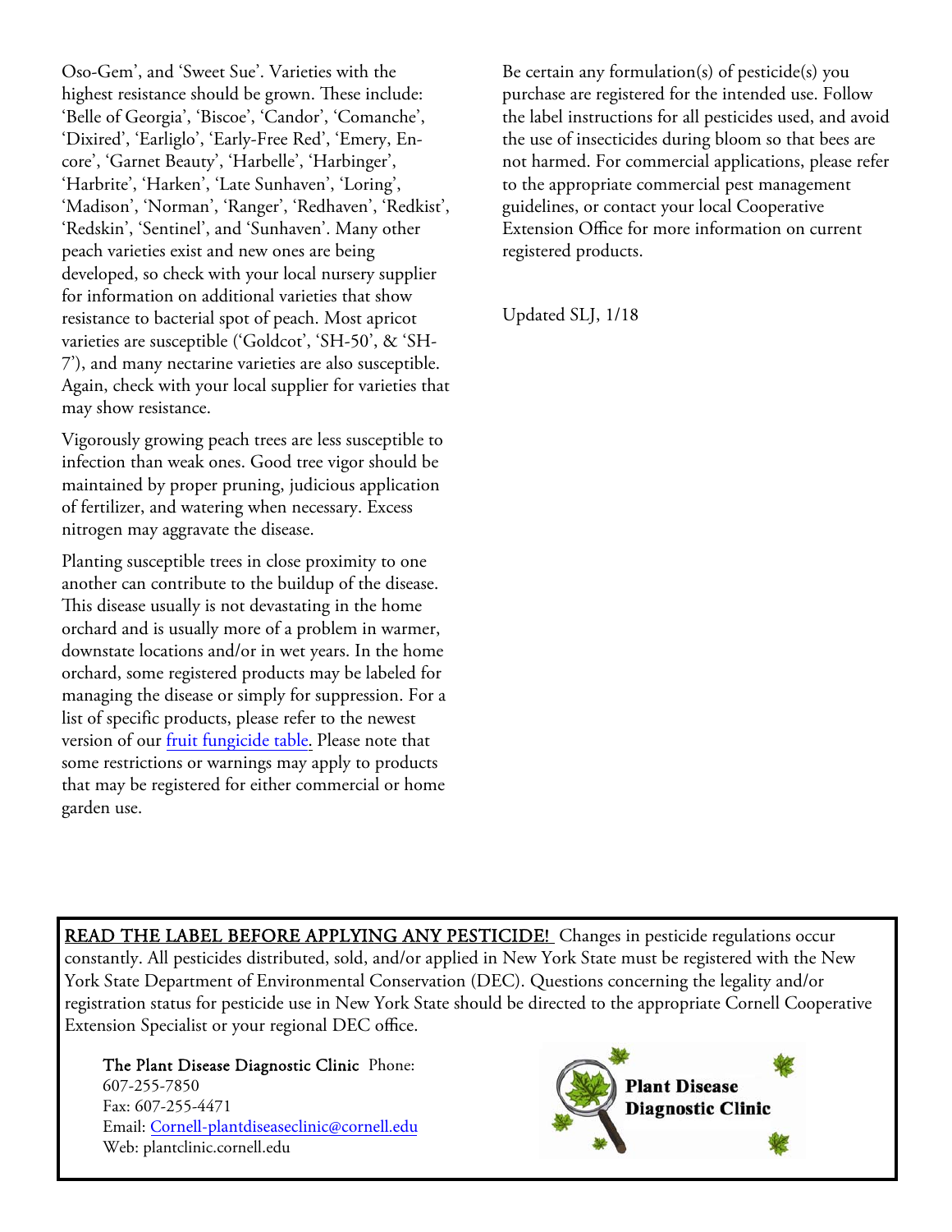Oso-Gem', and 'Sweet Sue'. Varieties with the highest resistance should be grown. These include: 'Belle of Georgia', 'Biscoe', 'Candor', 'Comanche', 'Dixired', 'Earliglo', 'Early-Free Red', 'Emery, Encore', 'Garnet Beauty', 'Harbelle', 'Harbinger', 'Harbrite', 'Harken', 'Late Sunhaven', 'Loring', 'Madison', 'Norman', 'Ranger', 'Redhaven', 'Redkist', 'Redskin', 'Sentinel', and 'Sunhaven'. Many other peach varieties exist and new ones are being developed, so check with your local nursery supplier for information on additional varieties that show resistance to bacterial spot of peach. Most apricot varieties are susceptible ('Goldcot', 'SH-50', & 'SH-7'), and many nectarine varieties are also susceptible. Again, check with your local supplier for varieties that may show resistance.

Vigorously growing peach trees are less susceptible to infection than weak ones. Good tree vigor should be maintained by proper pruning, judicious application of fertilizer, and watering when necessary. Excess nitrogen may aggravate the disease.

Planting susceptible trees in close proximity to one another can contribute to the buildup of the disease. This disease usually is not devastating in the home orchard and is usually more of a problem in warmer, downstate locations and/or in wet years. In the home orchard, some registered products may be labeled for managing the disease or simply for suppression. For a list of specific products, please refer to the newest version of our [fruit fungicide table](). Please note that some restrictions or warnings may apply to products that may be registered for either commercial or home garden use.

Be certain any formulation(s) of pesticide(s) you purchase are registered for the intended use. Follow the label instructions for all pesticides used, and avoid the use of insecticides during bloom so that bees are not harmed. For commercial applications, please refer to the appropriate commercial pest management guidelines, or contact your local Cooperative Extension Office for more information on current registered products.

Updated SLJ, 1/18

**READ THE LABEL BEFORE APPLYING ANY PESTICIDE!** Changes in pesticide regulations occur constantly. All pesticides distributed, sold, and/or applied in New York State must be registered with the New York State Department of Environmental Conservation (DEC). Questions concerning the legality and/or registration status for pesticide use in New York State should be directed to the appropriate Cornell Cooperative Extension Specialist or your regional DEC office.

The Plant Disease Diagnostic Clinic Phone: 607-255-7850
Fax: 607-255-4471
Email: Cornell-plantdiseaseclinic@cornell.edu
Web: plantclinic.cornell.edu

Plant Disease Diagnostic Clinic